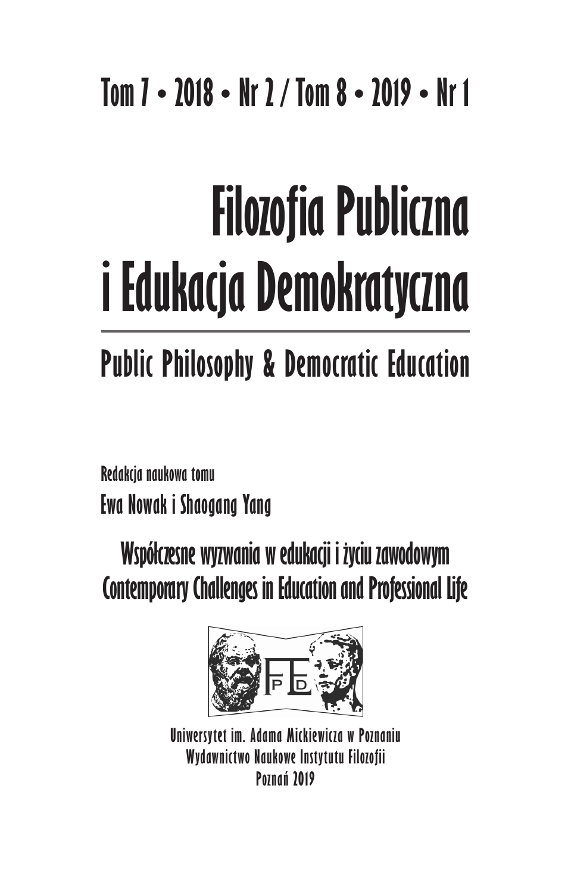Tom 7 • 2018 • Nr 2 / Tom 8 • 2019 • Nr 1

# Filozofia Publiczna i Edukacja Demokratyczna

## Public Philosophy & Democratic Education

Redakcja naukowa tomu

**Ewa Nowak i Shaogang Yang**

### Współczesne wyzwania w edukacji i życiu zawodowym
### Contemporary Challenges in Education and Professional Life

Uniwersytet im. Adama Mickiewicza w Poznaniu
Wydawnictwo Naukowe Instytutu Filozofii
Poznań 2019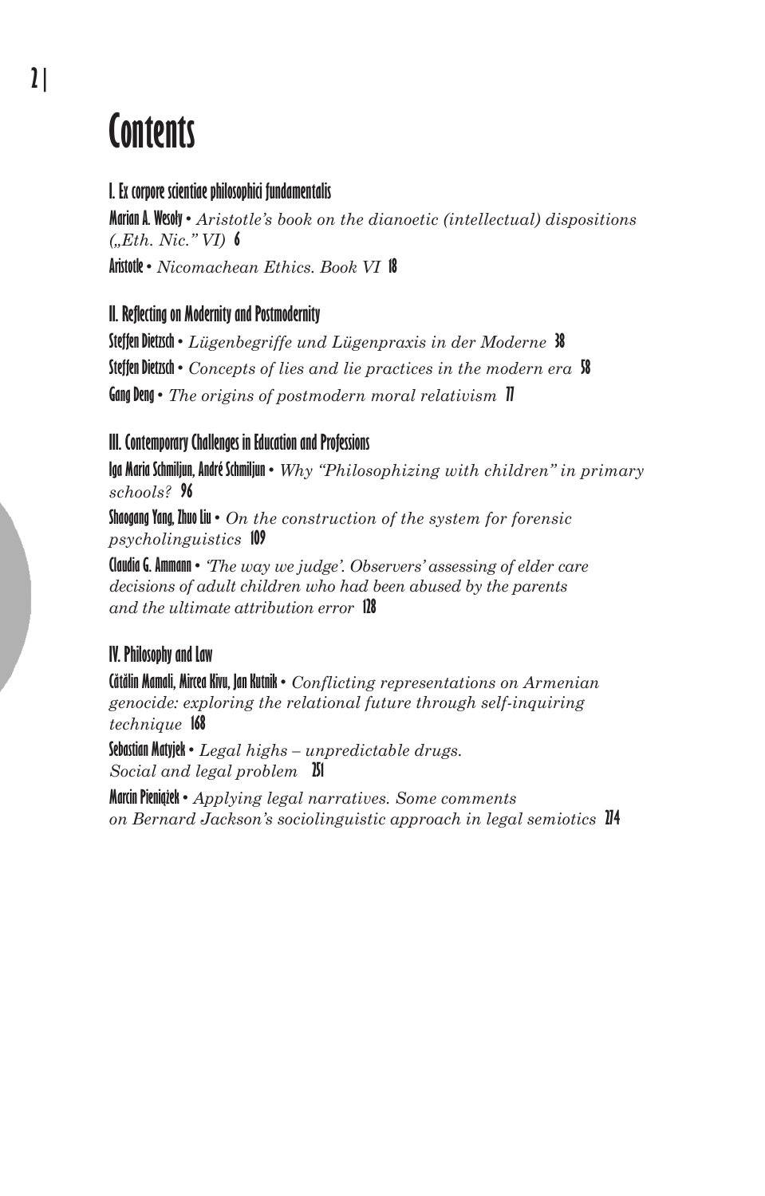# Contents

## I. Ex corpore scientiae philosophici fundamentalis

**Marian A. Wesoły** • *Aristotle's book on the dianoetic (intellectual) dispositions („Eth. Nic." VI)* **6**

**Aristotle** • *Nicomachean Ethics. Book VI* **18**

## II. Reflecting on Modernity and Postmodernity

**Steffen Dietzsch** • *Lügenbegriffe und Lügenpraxis in der Moderne* **38**

**Steffen Dietzsch** • *Concepts of lies and lie practices in the modern era* **58**

**Gang Deng** • *The origins of postmodern moral relativism* **77**

## III. Contemporary Challenges in Education and Professions

**Iga Maria Schmiljun, André Schmiljun** • *Why "Philosophizing with children" in primary schools?* **96**

**Shaogang Yang, Zhuo Liu** • *On the construction of the system for forensic psycholinguistics* **109**

**Claudia G. Ammann** • *'The way we judge'. Observers' assessing of elder care decisions of adult children who had been abused by the parents and the ultimate attribution error* **128**

## IV. Philosophy and Law

**Cătălin Mamali, Mircea Kivu, Jan Kutnik** • *Conflicting representations on Armenian genocide: exploring the relational future through self-inquiring technique* **168**

**Sebastian Matyjek** • *Legal highs – unpredictable drugs. Social and legal problem* **251**

**Marcin Pieniążek** • *Applying legal narratives. Some comments on Bernard Jackson's sociolinguistic approach in legal semiotics* **274**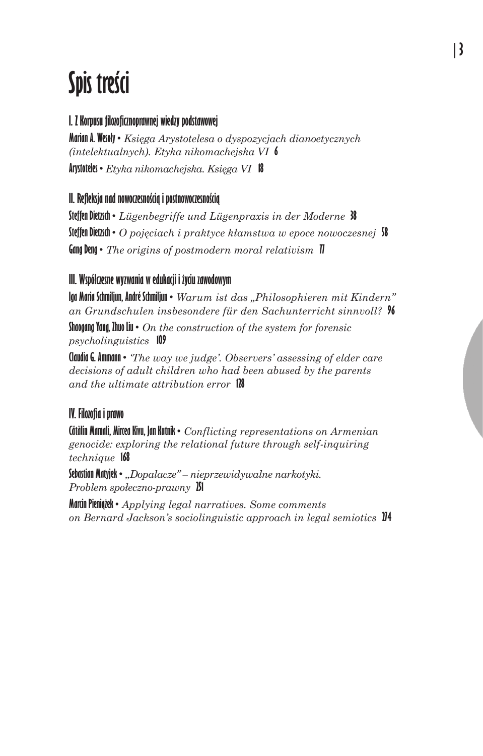# Spis treści

## I. Z Korpusu filozoficznoprawnej wiedzy podstawowej

**Marian A. Wesoły** • *Księga Arystotelesa o dyspozycjach dianoetycznych (intelektualnych). Etyka nikomachejska VI* **6**

**Arystoteles** • *Etyka nikomachejska. Księga VI* **18**

## II. Refleksja nad nowoczesnością i postnowoczesnością

**Steffen Dietzsch** • *Lügenbegriffe und Lügenpraxis in der Moderne* **38**

**Steffen Dietzsch** • *O pojęciach i praktyce kłamstwa w epoce nowoczesnej* **58**

**Gang Deng** • *The origins of postmodern moral relativism* **77**

## III. Współczesne wyzwania w edukacji i życiu zawodowym

**Iga Maria Schmiljun, André Schmiljun** • *Warum ist das „Philosophieren mit Kindern" an Grundschulen insbesondere für den Sachunterricht sinnvoll?* **96**

**Shaogang Yang, Zhuo Liu** • *On the construction of the system for forensic psycholinguistics* **109**

**Claudia G. Ammann** • *'The way we judge'. Observers' assessing of elder care decisions of adult children who had been abused by the parents and the ultimate attribution error* **128**

## IV. Filozofia i prawo

**Cătălin Mamali, Mircea Kivu, Jan Kutnik** • *Conflicting representations on Armenian genocide: exploring the relational future through self-inquiring technique* **168**

**Sebastian Matyjek** • *„Dopalacze" – nieprzewidywalne narkotyki. Problem społeczno-prawny* **251**

**Marcin Pieniążek** • *Applying legal narratives. Some comments on Bernard Jackson's sociolinguistic approach in legal semiotics* **274**